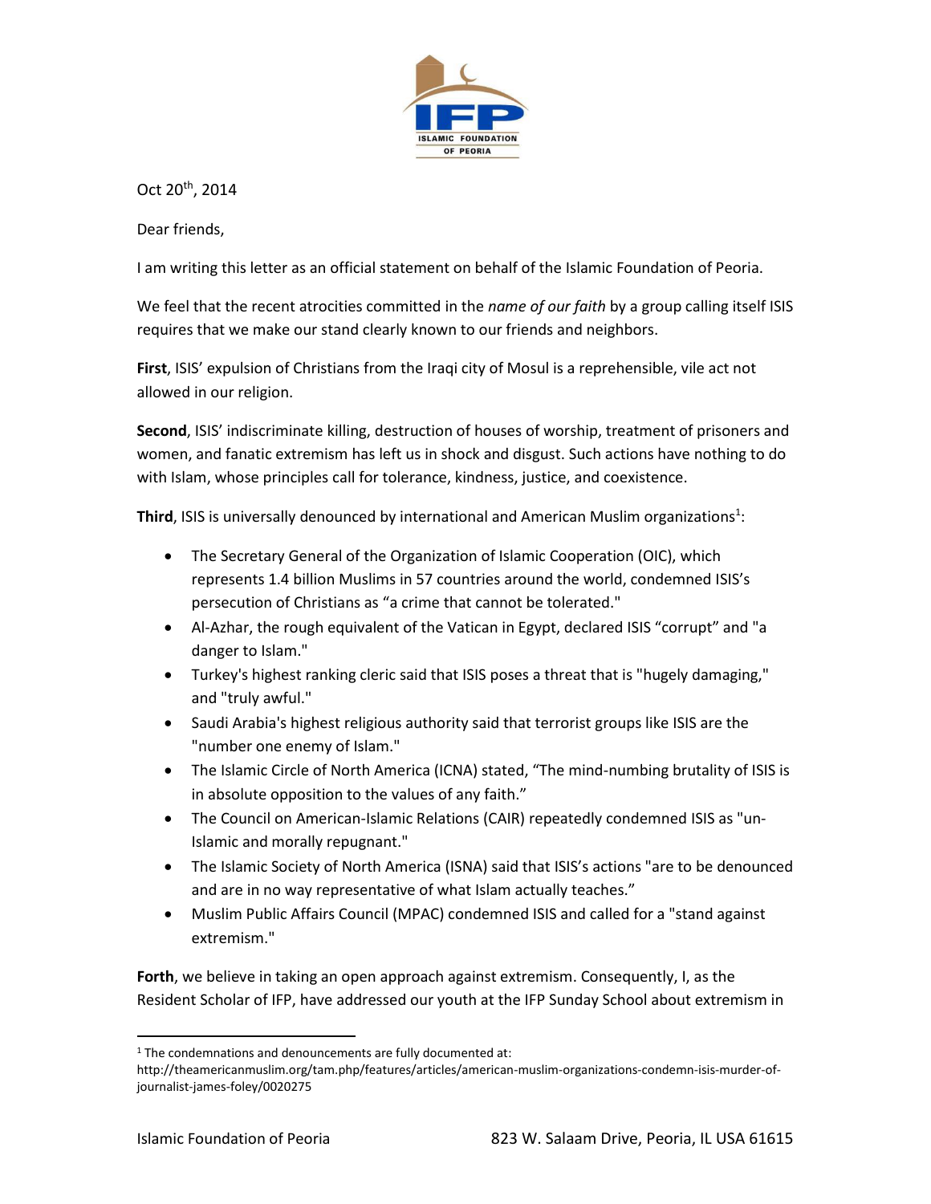ISLAMIC FOUNDATION OF PEORIA

Oct 20th, 2014

Dear friends,

I am writing this letter as an official statement on behalf of the Islamic Foundation of Peoria.

We feel that the recent atrocities committed in the *name of our faith* by a group calling itself ISIS requires that we make our stand clearly known to our friends and neighbors.

**First**, ISIS' expulsion of Christians from the Iraqi city of Mosul is a reprehensible, vile act not allowed in our religion.

**Second**, ISIS' indiscriminate killing, destruction of houses of worship, treatment of prisoners and women, and fanatic extremism has left us in shock and disgust. Such actions have nothing to do with Islam, whose principles call for tolerance, kindness, justice, and coexistence.

**Third**, ISIS is universally denounced by international and American Muslim organizations[1]:

- The Secretary General of the Organization of Islamic Cooperation (OIC), which represents 1.4 billion Muslims in 57 countries around the world, condemned ISIS's persecution of Christians as "a crime that cannot be tolerated."
- Al-Azhar, the rough equivalent of the Vatican in Egypt, declared ISIS "corrupt" and "a danger to Islam."
- Turkey's highest ranking cleric said that ISIS poses a threat that is "hugely damaging," and "truly awful."
- Saudi Arabia's highest religious authority said that terrorist groups like ISIS are the "number one enemy of Islam."
- The Islamic Circle of North America (ICNA) stated, "The mind-numbing brutality of ISIS is in absolute opposition to the values of any faith."
- The Council on American-Islamic Relations (CAIR) repeatedly condemned ISIS as "un-Islamic and morally repugnant."
- The Islamic Society of North America (ISNA) said that ISIS's actions "are to be denounced and are in no way representative of what Islam actually teaches."
- Muslim Public Affairs Council (MPAC) condemned ISIS and called for a "stand against extremism."

**Forth**, we believe in taking an open approach against extremism. Consequently, I, as the Resident Scholar of IFP, have addressed our youth at the IFP Sunday School about extremism in

[1] The condemnations and denouncements are fully documented at: http://theamericanmuslim.org/tam.php/features/articles/american-muslim-organizations-condemn-isis-murder-of-journalist-james-foley/0020275

Islamic Foundation of Peoria 823 W. Salaam Drive, Peoria, IL USA 61615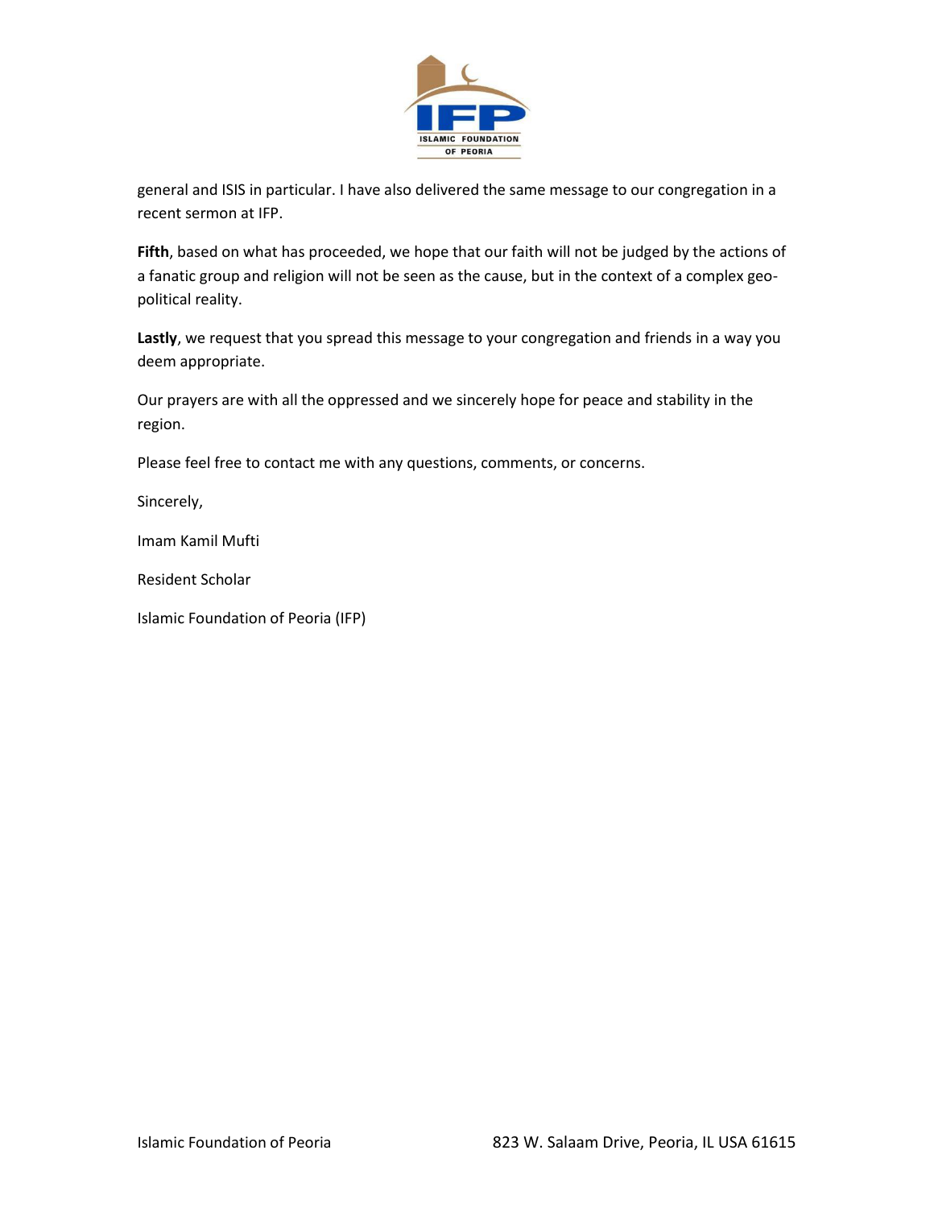general and ISIS in particular. I have also delivered the same message to our congregation in a recent sermon at IFP.

**Fifth**, based on what has proceeded, we hope that our faith will not be judged by the actions of a fanatic group and religion will not be seen as the cause, but in the context of a complex geo-political reality.

**Lastly**, we request that you spread this message to your congregation and friends in a way you deem appropriate.

Our prayers are with all the oppressed and we sincerely hope for peace and stability in the region.

Please feel free to contact me with any questions, comments, or concerns.

Sincerely,

Imam Kamil Mufti

Resident Scholar

Islamic Foundation of Peoria (IFP)